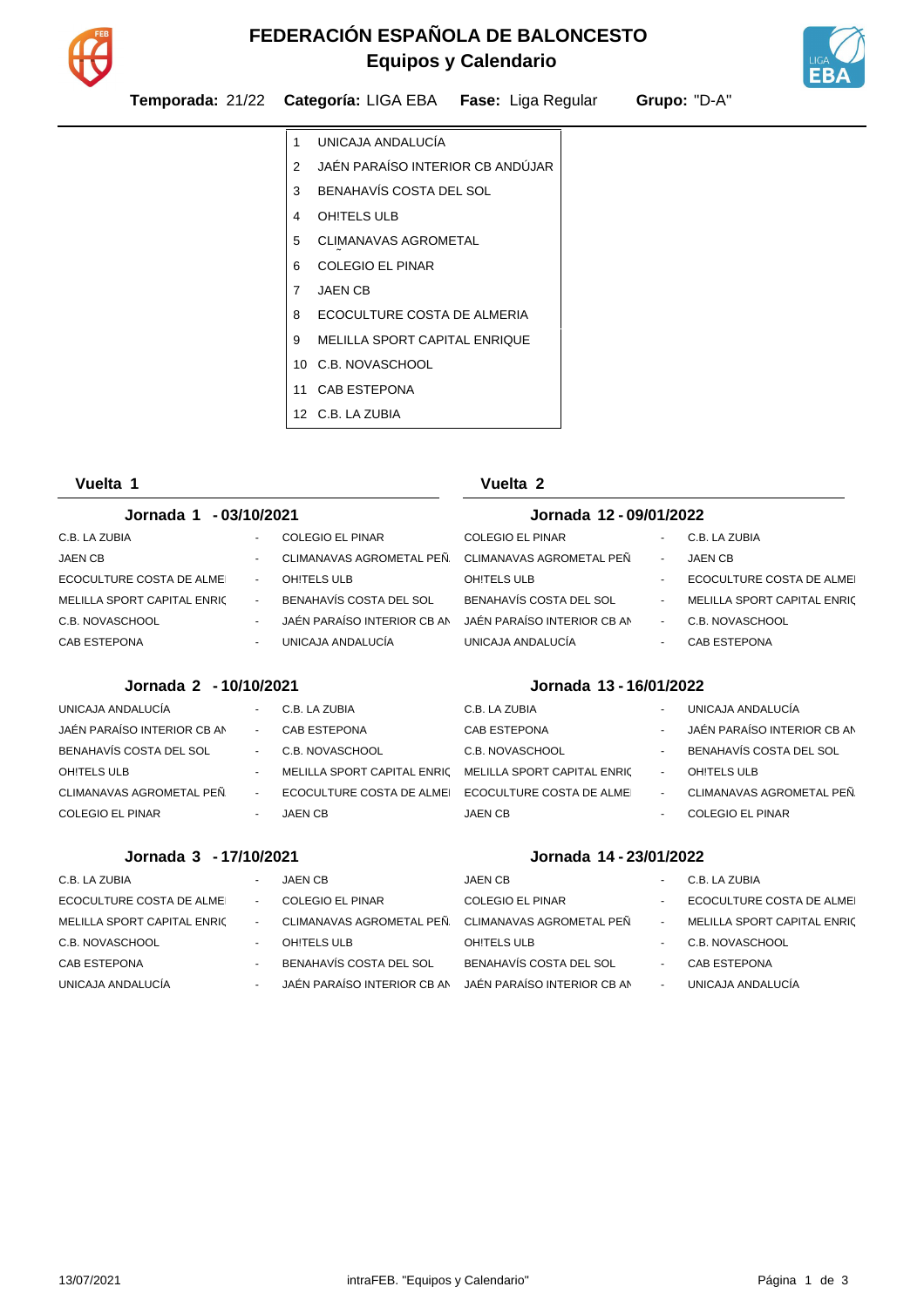# FEDERACIÓN ESPAÑOLA DE BALONCESTO
## Equipos y Calendario

**Temporada:** 21/22 **Categoría:** LIGA EBA **Fase:** Liga Regular **Grupo:** "D-A"

| | |
|---|---|
| 1 | UNICAJA ANDALUCÍA |
| 2 | JAÉN PARAÍSO INTERIOR CB ANDÚJAR |
| 3 | BENAHAVÍS COSTA DEL SOL |
| 4 | OH!TELS ULB |
| 5 | CLIMANAVAS AGROMETAL |
| 6 | COLEGIO EL PINAR |
| 7 | JAEN CB |
| 8 | ECOCULTURE COSTA DE ALMERIA |
| 9 | MELILLA SPORT CAPITAL ENRIQUE |
| 10 | C.B. NOVASCHOOL |
| 11 | CAB ESTEPONA |
| 12 | C.B. LA ZUBIA |

## Vuelta 1

### Jornada 1 - 03/10/2021

| Local | | Visitante |
|---|---|---|
| C.B. LA ZUBIA | - | COLEGIO EL PINAR |
| JAEN CB | - | CLIMANAVAS AGROMETAL PEÑ |
| ECOCULTURE COSTA DE ALME | - | OH!TELS ULB |
| MELILLA SPORT CAPITAL ENRIQ | - | BENAHAVÍS COSTA DEL SOL |
| C.B. NOVASCHOOL | - | JAÉN PARAÍSO INTERIOR CB AN |
| CAB ESTEPONA | - | UNICAJA ANDALUCÍA |

### Jornada 2 - 10/10/2021

| Local | | Visitante |
|---|---|---|
| UNICAJA ANDALUCÍA | - | C.B. LA ZUBIA |
| JAÉN PARAÍSO INTERIOR CB AN | - | CAB ESTEPONA |
| BENAHAVÍS COSTA DEL SOL | - | C.B. NOVASCHOOL |
| OH!TELS ULB | - | MELILLA SPORT CAPITAL ENRIQ |
| CLIMANAVAS AGROMETAL PEÑ | - | ECOCULTURE COSTA DE ALME |
| COLEGIO EL PINAR | - | JAEN CB |

### Jornada 3 - 17/10/2021

| Local | | Visitante |
|---|---|---|
| C.B. LA ZUBIA | - | JAEN CB |
| ECOCULTURE COSTA DE ALME | - | COLEGIO EL PINAR |
| MELILLA SPORT CAPITAL ENRIQ | - | CLIMANAVAS AGROMETAL PEÑ |
| C.B. NOVASCHOOL | - | OH!TELS ULB |
| CAB ESTEPONA | - | BENAHAVÍS COSTA DEL SOL |
| UNICAJA ANDALUCÍA | - | JAÉN PARAÍSO INTERIOR CB AN |

## Vuelta 2

### Jornada 12 - 09/01/2022

| Local | | Visitante |
|---|---|---|
| COLEGIO EL PINAR | - | C.B. LA ZUBIA |
| CLIMANAVAS AGROMETAL PEÑ | - | JAEN CB |
| OH!TELS ULB | - | ECOCULTURE COSTA DE ALME |
| BENAHAVÍS COSTA DEL SOL | - | MELILLA SPORT CAPITAL ENRIQ |
| JAÉN PARAÍSO INTERIOR CB AN | - | C.B. NOVASCHOOL |
| UNICAJA ANDALUCÍA | - | CAB ESTEPONA |

### Jornada 13 - 16/01/2022

| Local | | Visitante |
|---|---|---|
| C.B. LA ZUBIA | - | UNICAJA ANDALUCÍA |
| CAB ESTEPONA | - | JAÉN PARAÍSO INTERIOR CB AN |
| C.B. NOVASCHOOL | - | BENAHAVÍS COSTA DEL SOL |
| MELILLA SPORT CAPITAL ENRIQ | - | OH!TELS ULB |
| ECOCULTURE COSTA DE ALME | - | CLIMANAVAS AGROMETAL PEÑ |
| JAEN CB | - | COLEGIO EL PINAR |

### Jornada 14 - 23/01/2022

| Local | | Visitante |
|---|---|---|
| JAEN CB | - | C.B. LA ZUBIA |
| COLEGIO EL PINAR | - | ECOCULTURE COSTA DE ALME |
| CLIMANAVAS AGROMETAL PEÑ | - | MELILLA SPORT CAPITAL ENRIQ |
| OH!TELS ULB | - | C.B. NOVASCHOOL |
| BENAHAVÍS COSTA DEL SOL | - | CAB ESTEPONA |
| JAÉN PARAÍSO INTERIOR CB AN | - | UNICAJA ANDALUCÍA |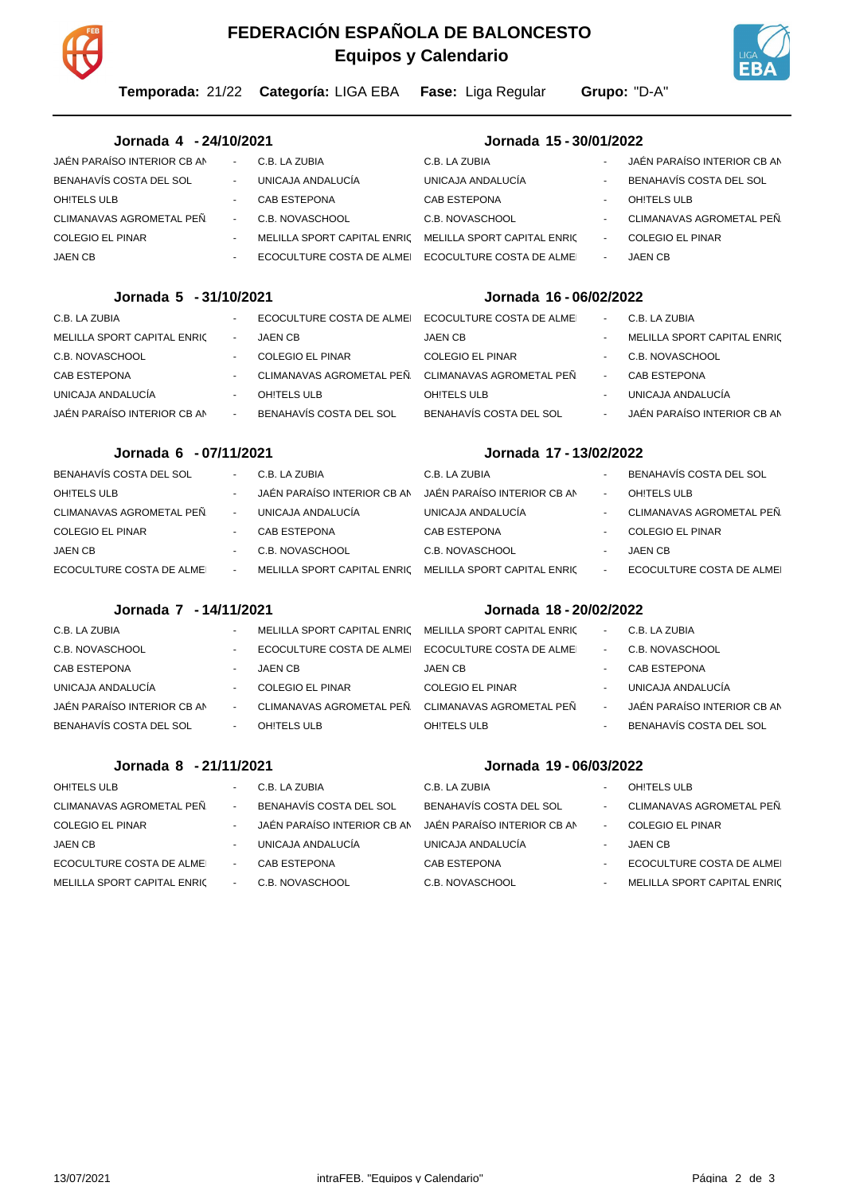# FEDERACIÓN ESPAÑOLA DE BALONCESTO
## Equipos y Calendario

**Temporada:** 21/22 **Categoría:** LIGA EBA **Fase:** Liga Regular **Grupo:** "D-A"

### Jornada 4 - 24/10/2021

| | | |
|---|---|---|
| JAÉN PARAÍSO INTERIOR CB AN | - | C.B. LA ZUBIA |
| BENAHAVÍS COSTA DEL SOL | - | UNICAJA ANDALUCÍA |
| OH!TELS ULB | - | CAB ESTEPONA |
| CLIMANAVAS AGROMETAL PEÑ | - | C.B. NOVASCHOOL |
| COLEGIO EL PINAR | - | MELILLA SPORT CAPITAL ENRIC |
| JAEN CB | - | ECOCULTURE COSTA DE ALMEI |

### Jornada 5 - 31/10/2021

| | | |
|---|---|---|
| C.B. LA ZUBIA | - | ECOCULTURE COSTA DE ALMEI |
| MELILLA SPORT CAPITAL ENRIC | - | JAEN CB |
| C.B. NOVASCHOOL | - | COLEGIO EL PINAR |
| CAB ESTEPONA | - | CLIMANAVAS AGROMETAL PEÑ |
| UNICAJA ANDALUCÍA | - | OH!TELS ULB |
| JAÉN PARAÍSO INTERIOR CB AN | - | BENAHAVÍS COSTA DEL SOL |

### Jornada 6 - 07/11/2021

| | | |
|---|---|---|
| BENAHAVÍS COSTA DEL SOL | - | C.B. LA ZUBIA |
| OH!TELS ULB | - | JAÉN PARAÍSO INTERIOR CB AN |
| CLIMANAVAS AGROMETAL PEÑ | - | UNICAJA ANDALUCÍA |
| COLEGIO EL PINAR | - | CAB ESTEPONA |
| JAEN CB | - | C.B. NOVASCHOOL |
| ECOCULTURE COSTA DE ALMEI | - | MELILLA SPORT CAPITAL ENRIC |

### Jornada 7 - 14/11/2021

| | | |
|---|---|---|
| C.B. LA ZUBIA | - | MELILLA SPORT CAPITAL ENRIC |
| C.B. NOVASCHOOL | - | ECOCULTURE COSTA DE ALMEI |
| CAB ESTEPONA | - | JAEN CB |
| UNICAJA ANDALUCÍA | - | COLEGIO EL PINAR |
| JAÉN PARAÍSO INTERIOR CB AN | - | CLIMANAVAS AGROMETAL PEÑ |
| BENAHAVÍS COSTA DEL SOL | - | OH!TELS ULB |

### Jornada 8 - 21/11/2021

| | | |
|---|---|---|
| OH!TELS ULB | - | C.B. LA ZUBIA |
| CLIMANAVAS AGROMETAL PEÑ | - | BENAHAVÍS COSTA DEL SOL |
| COLEGIO EL PINAR | - | JAÉN PARAÍSO INTERIOR CB AN |
| JAEN CB | - | UNICAJA ANDALUCÍA |
| ECOCULTURE COSTA DE ALMEI | - | CAB ESTEPONA |
| MELILLA SPORT CAPITAL ENRIC | - | C.B. NOVASCHOOL |

### Jornada 15 - 30/01/2022

| | | |
|---|---|---|
| C.B. LA ZUBIA | - | JAÉN PARAÍSO INTERIOR CB AN |
| UNICAJA ANDALUCÍA | - | BENAHAVÍS COSTA DEL SOL |
| CAB ESTEPONA | - | OH!TELS ULB |
| C.B. NOVASCHOOL | - | CLIMANAVAS AGROMETAL PEÑ |
| MELILLA SPORT CAPITAL ENRIC | - | COLEGIO EL PINAR |
| ECOCULTURE COSTA DE ALMEI | - | JAEN CB |

### Jornada 16 - 06/02/2022

| | | |
|---|---|---|
| ECOCULTURE COSTA DE ALMEI | - | C.B. LA ZUBIA |
| JAEN CB | - | MELILLA SPORT CAPITAL ENRIC |
| COLEGIO EL PINAR | - | C.B. NOVASCHOOL |
| CLIMANAVAS AGROMETAL PEÑ | - | CAB ESTEPONA |
| OH!TELS ULB | - | UNICAJA ANDALUCÍA |
| BENAHAVÍS COSTA DEL SOL | - | JAÉN PARAÍSO INTERIOR CB AN |

### Jornada 17 - 13/02/2022

| | | |
|---|---|---|
| C.B. LA ZUBIA | - | BENAHAVÍS COSTA DEL SOL |
| JAÉN PARAÍSO INTERIOR CB AN | - | OH!TELS ULB |
| UNICAJA ANDALUCÍA | - | CLIMANAVAS AGROMETAL PEÑ |
| CAB ESTEPONA | - | COLEGIO EL PINAR |
| C.B. NOVASCHOOL | - | JAEN CB |
| MELILLA SPORT CAPITAL ENRIC | - | ECOCULTURE COSTA DE ALMEI |

### Jornada 18 - 20/02/2022

| | | |
|---|---|---|
| MELILLA SPORT CAPITAL ENRIC | - | C.B. LA ZUBIA |
| ECOCULTURE COSTA DE ALMEI | - | C.B. NOVASCHOOL |
| JAEN CB | - | CAB ESTEPONA |
| COLEGIO EL PINAR | - | UNICAJA ANDALUCÍA |
| CLIMANAVAS AGROMETAL PEÑ | - | JAÉN PARAÍSO INTERIOR CB AN |
| OH!TELS ULB | - | BENAHAVÍS COSTA DEL SOL |

### Jornada 19 - 06/03/2022

| | | |
|---|---|---|
| C.B. LA ZUBIA | - | OH!TELS ULB |
| BENAHAVÍS COSTA DEL SOL | - | CLIMANAVAS AGROMETAL PEÑ |
| JAÉN PARAÍSO INTERIOR CB AN | - | COLEGIO EL PINAR |
| UNICAJA ANDALUCÍA | - | JAEN CB |
| CAB ESTEPONA | - | ECOCULTURE COSTA DE ALMEI |
| C.B. NOVASCHOOL | - | MELILLA SPORT CAPITAL ENRIC |

13/07/2021 intraFEB. "Equipos y Calendario"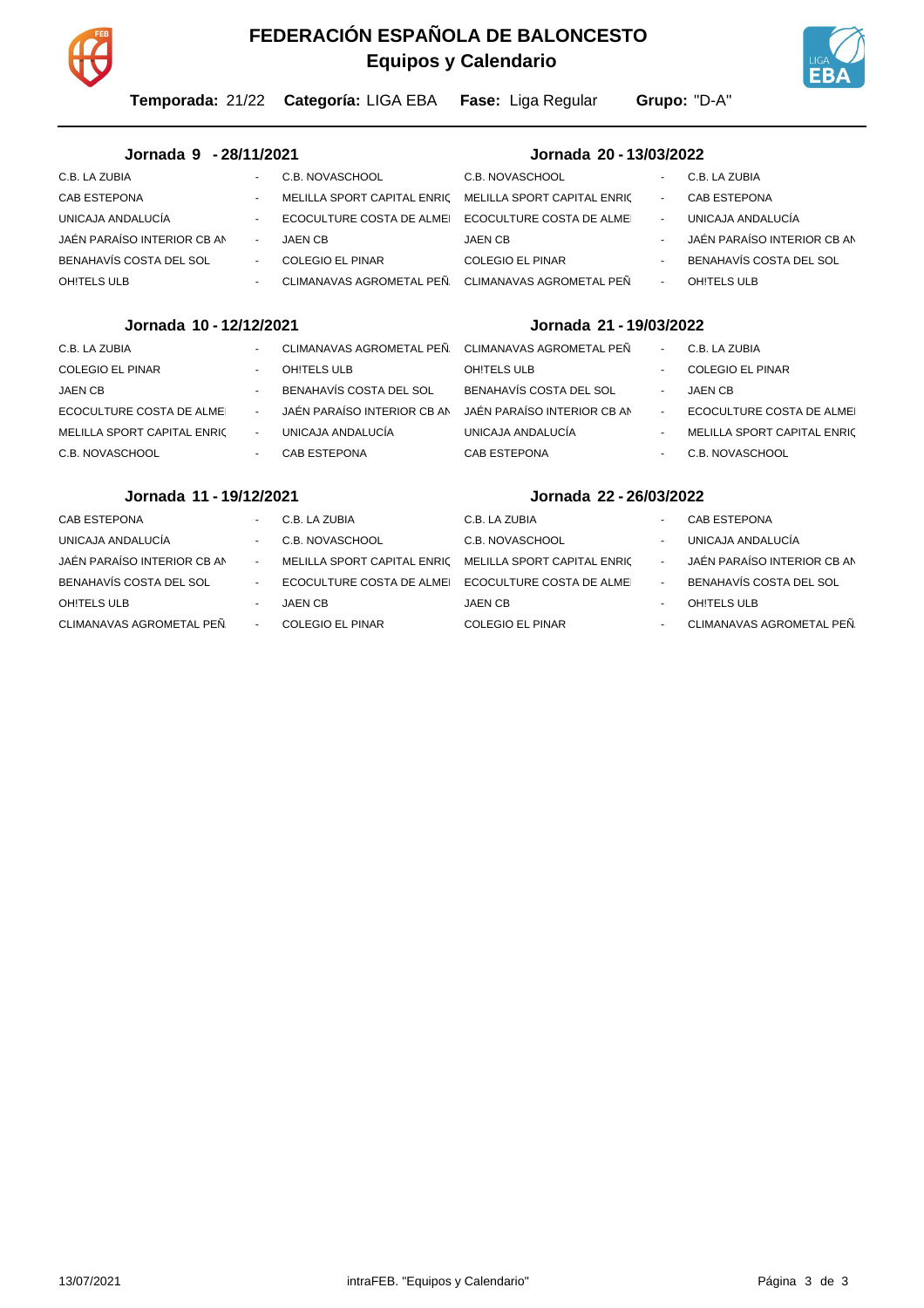# FEDERACIÓN ESPAÑOLA DE BALONCESTO
## Equipos y Calendario

**Temporada:** 21/22 **Categoría:** LIGA EBA **Fase:** Liga Regular **Grupo:** "D-A"

### Jornada 9 - 28/11/2021

| | | |
|---|---|---|
| C.B. LA ZUBIA | - | C.B. NOVASCHOOL |
| CAB ESTEPONA | - | MELILLA SPORT CAPITAL ENRIQ |
| UNICAJA ANDALUCÍA | - | ECOCULTURE COSTA DE ALMEI |
| JAÉN PARAÍSO INTERIOR CB AN | - | JAEN CB |
| BENAHAVÍS COSTA DEL SOL | - | COLEGIO EL PINAR |
| OH!TELS ULB | - | CLIMANAVAS AGROMETAL PEÑ |

### Jornada 20 - 13/03/2022

| | | |
|---|---|---|
| C.B. NOVASCHOOL | - | C.B. LA ZUBIA |
| MELILLA SPORT CAPITAL ENRIQ | - | CAB ESTEPONA |
| ECOCULTURE COSTA DE ALME | - | UNICAJA ANDALUCÍA |
| JAEN CB | - | JAÉN PARAÍSO INTERIOR CB AN |
| COLEGIO EL PINAR | - | BENAHAVÍS COSTA DEL SOL |
| CLIMANAVAS AGROMETAL PEÑ | - | OH!TELS ULB |

### Jornada 10 - 12/12/2021

| | | |
|---|---|---|
| C.B. LA ZUBIA | - | CLIMANAVAS AGROMETAL PEÑ |
| COLEGIO EL PINAR | - | OH!TELS ULB |
| JAEN CB | - | BENAHAVÍS COSTA DEL SOL |
| ECOCULTURE COSTA DE ALME | - | JAÉN PARAÍSO INTERIOR CB AN |
| MELILLA SPORT CAPITAL ENRIQ | - | UNICAJA ANDALUCÍA |
| C.B. NOVASCHOOL | - | CAB ESTEPONA |

### Jornada 21 - 19/03/2022

| | | |
|---|---|---|
| CLIMANAVAS AGROMETAL PEÑ | - | C.B. LA ZUBIA |
| OH!TELS ULB | - | COLEGIO EL PINAR |
| BENAHAVÍS COSTA DEL SOL | - | JAEN CB |
| JAÉN PARAÍSO INTERIOR CB AN | - | ECOCULTURE COSTA DE ALMEI |
| UNICAJA ANDALUCÍA | - | MELILLA SPORT CAPITAL ENRIQ |
| CAB ESTEPONA | - | C.B. NOVASCHOOL |

### Jornada 11 - 19/12/2021

| | | |
|---|---|---|
| CAB ESTEPONA | - | C.B. LA ZUBIA |
| UNICAJA ANDALUCÍA | - | C.B. NOVASCHOOL |
| JAÉN PARAÍSO INTERIOR CB AN | - | MELILLA SPORT CAPITAL ENRIQ |
| BENAHAVÍS COSTA DEL SOL | - | ECOCULTURE COSTA DE ALMEI |
| OH!TELS ULB | - | JAEN CB |
| CLIMANAVAS AGROMETAL PEÑ | - | COLEGIO EL PINAR |

### Jornada 22 - 26/03/2022

| | | |
|---|---|---|
| C.B. LA ZUBIA | - | CAB ESTEPONA |
| C.B. NOVASCHOOL | - | UNICAJA ANDALUCÍA |
| MELILLA SPORT CAPITAL ENRIQ | - | JAÉN PARAÍSO INTERIOR CB AN |
| ECOCULTURE COSTA DE ALME | - | BENAHAVÍS COSTA DEL SOL |
| JAEN CB | - | OH!TELS ULB |
| COLEGIO EL PINAR | - | CLIMANAVAS AGROMETAL PEÑ |

13/07/2021 intraFEB. "Equipos y Calendario"